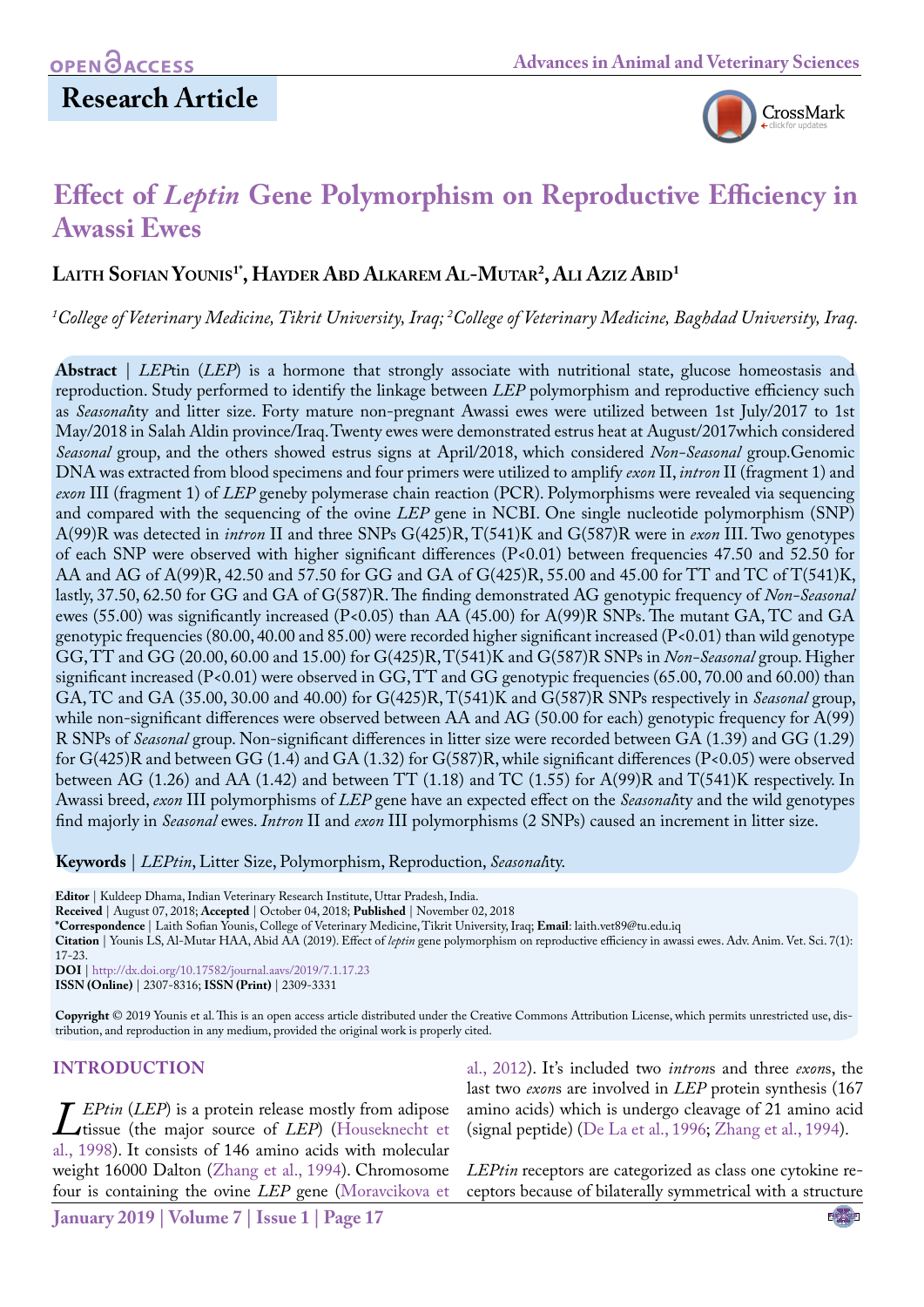Research Article

# Effect of *Leptin* Gene Polymorphism on Reproductive Efficiency in Awassi Ewes

**Laith Sofian Younis[1*], Hayder Abd Alkarem Al-Mutar[2], Ali Aziz Abid[1]**

*[1]College of Veterinary Medicine, Tikrit University, Iraq; [2]College of Veterinary Medicine, Baghdad University, Iraq.*

**Abstract** | *LEP*tin (*LEP*) is a hormone that strongly associate with nutritional state, glucose homeostasis and reproduction. Study performed to identify the linkage between *LEP* polymorphism and reproductive efficiency such as *Seasonal*ity and litter size. Forty mature non-pregnant Awassi ewes were utilized between 1st July/2017 to 1st May/2018 in Salah Aldin province/Iraq. Twenty ewes were demonstrated estrus heat at August/2017which considered *Seasonal* group, and the others showed estrus signs at April/2018, which considered *Non-Seasonal* group.Genomic DNA was extracted from blood specimens and four primers were utilized to amplify *exon* II, *intron* II (fragment 1) and *exon* III (fragment 1) of *LEP* geneby polymerase chain reaction (PCR). Polymorphisms were revealed via sequencing and compared with the sequencing of the ovine *LEP* gene in NCBI. One single nucleotide polymorphism (SNP) A(99)R was detected in *intron* II and three SNPs G(425)R, T(541)K and G(587)R were in *exon* III. Two genotypes of each SNP were observed with higher significant differences (P<0.01) between frequencies 47.50 and 52.50 for AA and AG of A(99)R, 42.50 and 57.50 for GG and GA of G(425)R, 55.00 and 45.00 for TT and TC of T(541)K, lastly, 37.50, 62.50 for GG and GA of G(587)R. The finding demonstrated AG genotypic frequency of *Non-Seasonal* ewes (55.00) was significantly increased (P<0.05) than AA (45.00) for A(99)R SNPs. The mutant GA, TC and GA genotypic frequencies (80.00, 40.00 and 85.00) were recorded higher significant increased (P<0.01) than wild genotype GG, TT and GG (20.00, 60.00 and 15.00) for G(425)R, T(541)K and G(587)R SNPs in *Non-Seasonal* group. Higher significant increased (P<0.01) were observed in GG, TT and GG genotypic frequencies (65.00, 70.00 and 60.00) than GA, TC and GA (35.00, 30.00 and 40.00) for G(425)R, T(541)K and G(587)R SNPs respectively in *Seasonal* group, while non-significant differences were observed between AA and AG (50.00 for each) genotypic frequency for A(99) R SNPs of *Seasonal* group. Non-significant differences in litter size were recorded between GA (1.39) and GG (1.29) for G(425)R and between GG (1.4) and GA (1.32) for G(587)R, while significant differences (P<0.05) were observed between AG (1.26) and AA (1.42) and between TT (1.18) and TC (1.55) for A(99)R and T(541)K respectively. In Awassi breed, *exon* III polymorphisms of *LEP* gene have an expected effect on the *Seasonal*ity and the wild genotypes find majorly in *Seasonal* ewes. *Intron* II and *exon* III polymorphisms (2 SNPs) caused an increment in litter size.

**Keywords** | *LEPtin*, Litter Size, Polymorphism, Reproduction, *Seasonal*ity.

**Editor** | Kuldeep Dhama, Indian Veterinary Research Institute, Uttar Pradesh, India.
**Received** | August 07, 2018; **Accepted** | October 04, 2018; **Published** | November 02, 2018
***Correspondence** | Laith Sofian Younis, College of Veterinary Medicine, Tikrit University, Iraq; **Email**: laith.vet89@tu.edu.iq
**Citation** | Younis LS, Al-Mutar HAA, Abid AA (2019). Effect of *leptin* gene polymorphism on reproductive efficiency in awassi ewes. Adv. Anim. Vet. Sci. 7(1): 17-23.
**DOI** | http://dx.doi.org/10.17582/journal.aavs/2019/7.1.17.23
**ISSN (Online)** | 2307-8316; **ISSN (Print)** | 2309-3331

**Copyright** © 2019 Younis et al. This is an open access article distributed under the Creative Commons Attribution License, which permits unrestricted use, distribution, and reproduction in any medium, provided the original work is properly cited.

## INTRODUCTION

*LEPtin* (*LEP*) is a protein release mostly from adipose tissue (the major source of *LEP*) (Houseknecht et al., 1998). It consists of 146 amino acids with molecular weight 16000 Dalton (Zhang et al., 1994). Chromosome four is containing the ovine *LEP* gene (Moravcikova et al., 2012). It's included two *intron*s and three *exon*s, the last two *exon*s are involved in *LEP* protein synthesis (167 amino acids) which is undergo cleavage of 21 amino acid (signal peptide) (De La et al., 1996; Zhang et al., 1994).

*LEPtin* receptors are categorized as class one cytokine receptors because of bilaterally symmetrical with a structure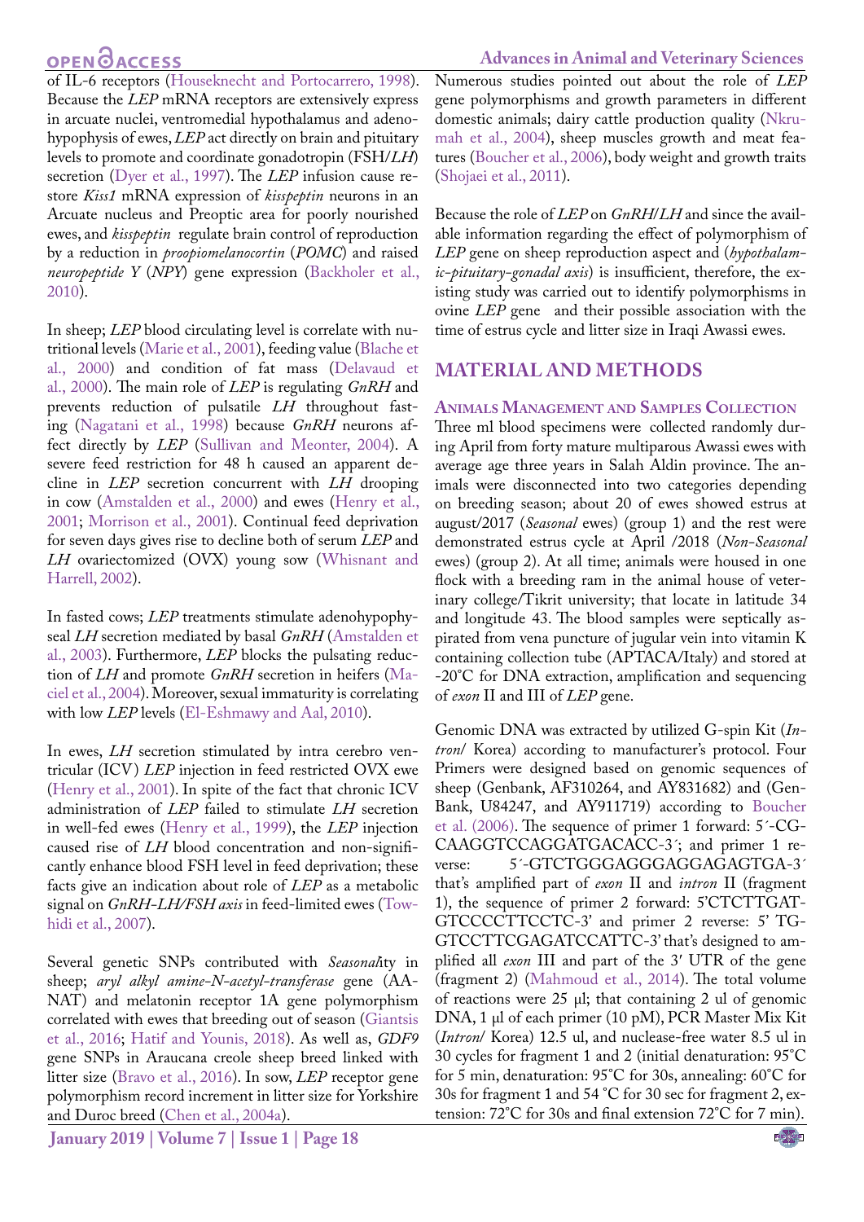of IL-6 receptors (Houseknecht and Portocarrero, 1998). Because the *LEP* mRNA receptors are extensively express in arcuate nuclei, ventromedial hypothalamus and adenohypophysis of ewes, *LEP* act directly on brain and pituitary levels to promote and coordinate gonadotropin (FSH/*LH*) secretion (Dyer et al., 1997). The *LEP* infusion cause restore *Kiss1* mRNA expression of *kisspeptin* neurons in an Arcuate nucleus and Preoptic area for poorly nourished ewes, and *kisspeptin* regulate brain control of reproduction by a reduction in *proopiomelanocortin* (*POMC*) and raised *neuropeptide Y* (*NPY*) gene expression (Backholer et al., 2010).

In sheep; *LEP* blood circulating level is correlate with nutritional levels (Marie et al., 2001), feeding value (Blache et al., 2000) and condition of fat mass (Delavaud et al., 2000). The main role of *LEP* is regulating *GnRH* and prevents reduction of pulsatile *LH* throughout fasting (Nagatani et al., 1998) because *GnRH* neurons affect directly by *LEP* (Sullivan and Meonter, 2004). A severe feed restriction for 48 h caused an apparent decline in *LEP* secretion concurrent with *LH* drooping in cow (Amstalden et al., 2000) and ewes (Henry et al., 2001; Morrison et al., 2001). Continual feed deprivation for seven days gives rise to decline both of serum *LEP* and *LH* ovariectomized (OVX) young sow (Whisnant and Harrell, 2002).

In fasted cows; *LEP* treatments stimulate adenohypophyseal *LH* secretion mediated by basal *GnRH* (Amstalden et al., 2003). Furthermore, *LEP* blocks the pulsating reduction of *LH* and promote *GnRH* secretion in heifers (Maciel et al., 2004). Moreover, sexual immaturity is correlating with low *LEP* levels (El-Eshmawy and Aal, 2010).

In ewes, *LH* secretion stimulated by intra cerebro ventricular (ICV) *LEP* injection in feed restricted OVX ewe (Henry et al., 2001). In spite of the fact that chronic ICV administration of *LEP* failed to stimulate *LH* secretion in well-fed ewes (Henry et al., 1999), the *LEP* injection caused rise of *LH* blood concentration and non-significantly enhance blood FSH level in feed deprivation; these facts give an indication about role of *LEP* as a metabolic signal on *GnRH-LH/FSH axis* in feed-limited ewes (Towhidi et al., 2007).

Several genetic SNPs contributed with *Seasonal*ity in sheep; *aryl alkyl amine-N-acetyl-transferase* gene (AANAT) and melatonin receptor 1A gene polymorphism correlated with ewes that breeding out of season (Giantsis et al., 2016; Hatif and Younis, 2018). As well as, *GDF9* gene SNPs in Araucana creole sheep breed linked with litter size (Bravo et al., 2016). In sow, *LEP* receptor gene polymorphism record increment in litter size for Yorkshire and Duroc breed (Chen et al., 2004a).

Numerous studies pointed out about the role of *LEP* gene polymorphisms and growth parameters in different domestic animals; dairy cattle production quality (Nkrumah et al., 2004), sheep muscles growth and meat features (Boucher et al., 2006), body weight and growth traits (Shojaei et al., 2011).

Because the role of *LEP* on *GnRH*/*LH* and since the available information regarding the effect of polymorphism of *LEP* gene on sheep reproduction aspect and (*hypothalamic-pituitary-gonadal axis*) is insufficient, therefore, the existing study was carried out to identify polymorphisms in ovine *LEP* gene and their possible association with the time of estrus cycle and litter size in Iraqi Awassi ewes.

## MATERIAL AND METHODS

### Animals Management and Samples Collection

Three ml blood specimens were collected randomly during April from forty mature multiparous Awassi ewes with average age three years in Salah Aldin province. The animals were disconnected into two categories depending on breeding season; about 20 of ewes showed estrus at august/2017 (*Seasonal* ewes) (group 1) and the rest were demonstrated estrus cycle at April /2018 (*Non-Seasonal* ewes) (group 2). At all time; animals were housed in one flock with a breeding ram in the animal house of veterinary college/Tikrit university; that locate in latitude 34 and longitude 43. The blood samples were septically aspirated from vena puncture of jugular vein into vitamin K containing collection tube (APTACA/Italy) and stored at -20°C for DNA extraction, amplification and sequencing of *exon* II and III of *LEP* gene.

Genomic DNA was extracted by utilized G-spin Kit (*Intron*/ Korea) according to manufacturer's protocol. Four Primers were designed based on genomic sequences of sheep (Genbank, AF310264, and AY831682) and (GenBank, U84247, and AY911719) according to Boucher et al. (2006). The sequence of primer 1 forward: 5´-CGCAAGGTCCAGGATGACACC-3´; and primer 1 reverse: 5´-GTCTGGGAGGGAGGAGAGTGA-3´ that's amplified part of *exon* II and *intron* II (fragment 1), the sequence of primer 2 forward: 5'CTCTTGATGTCCCCTTCCTC-3' and primer 2 reverse: 5' TGGTCCTTCGAGATCCATTC-3' that's designed to amplified all *exon* III and part of the 3′ UTR of the gene (fragment 2) (Mahmoud et al., 2014). The total volume of reactions were 25 µl; that containing 2 ul of genomic DNA, 1 µl of each primer (10 pM), PCR Master Mix Kit (*Intron*/ Korea) 12.5 ul, and nuclease-free water 8.5 ul in 30 cycles for fragment 1 and 2 (initial denaturation: 95°C for 5 min, denaturation: 95°C for 30s, annealing: 60°C for 30s for fragment 1 and 54 °C for 30 sec for fragment 2, extension: 72°C for 30s and final extension 72°C for 7 min).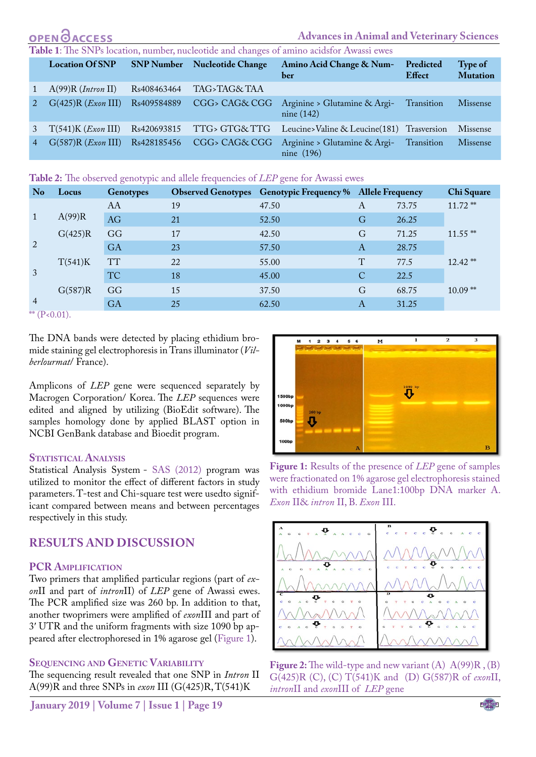Table 1: The SNPs location, number, nucleotide and changes of amino acidsfor Awassi ewes

| | Location Of SNP | SNP Number | Nucleotide Change | Amino Acid Change & Number | Predicted Effect | Type of Mutation |
|---|---|---|---|---|---|---|
| 1 | A(99)R (*Intron* II) | Rs408463464 | TAG>TAG& TAA | | | |
| 2 | G(425)R (*Exon* III) | Rs409584889 | CGG> CAG& CGG | Arginine > Glutamine & Arginine (142) | Transition | Missense |
| 3 | T(541)K (*Exon* III) | Rs420693815 | TTG> GTG&TTG | Leucine>Valine & Leucine(181) | Trasversion | Missense |
| 4 | G(587)R (*Exon* III) | Rs428185456 | CGG> CAG& CGG | Arginine > Glutamine & Arginine (196) | Transition | Missense |

Table 2: The observed genotypic and allele frequencies of *LEP* gene for Awassi ewes

| No | Locus | Genotypes | Observed Genotypes | Genotypic Frequency % | Allele Frequency | | Chi Square |
|---|---|---|---|---|---|---|---|
| 1 | A(99)R | AA | 19 | 47.50 | A | 73.75 | 11.72 ** |
| | | AG | 21 | 52.50 | G | 26.25 | |
| 2 | G(425)R | GG | 17 | 42.50 | G | 71.25 | 11.55 ** |
| | | GA | 23 | 57.50 | A | 28.75 | |
| 3 | T(541)K | TT | 22 | 55.00 | T | 77.5 | 12.42 ** |
| | | TC | 18 | 45.00 | C | 22.5 | |
| 4 | G(587)R | GG | 15 | 37.50 | G | 68.75 | 10.09 ** |
| | | GA | 25 | 62.50 | A | 31.25 | |

** (P<0.01).

The DNA bands were detected by placing ethidium bromide staining gel electrophoresis in Trans illuminator (*Vilberlourmat*/ France).

Amplicons of *LEP* gene were sequenced separately by Macrogen Corporation/ Korea. The *LEP* sequences were edited and aligned by utilizing (BioEdit software). The samples homology done by applied BLAST option in NCBI GenBank database and Bioedit program.

### Statistical Analysis

Statistical Analysis System - SAS (2012) program was utilized to monitor the effect of different factors in study parameters. T-test and Chi-square test were usedto significant compared between means and between percentages respectively in this study.

## RESULTS AND DISCUSSION

### PCR Amplification

Two primers that amplified particular regions (part of *exon*II and part of *intron*II) of *LEP* gene of Awassi ewes. The PCR amplified size was 260 bp. In addition to that, another twoprimers were amplified of *exon*III and part of 3′ UTR and the uniform fragments with size 1090 bp appeared after electrophoresed in 1% agarose gel (Figure 1).

### Sequencing and Genetic Variability

The sequencing result revealed that one SNP in *Intron* II A(99)R and three SNPs in *exon* III (G(425)R, T(541)K

Figure 1: Results of the presence of *LEP* gene of samples were fractionated on 1% agarose gel electrophoresis stained with ethidium bromide Lane1:100bp DNA marker A. *Exon* II& *intron* II, B. *Exon* III.

Figure 2: The wild-type and new variant (A) A(99)R , (B) G(425)R (C), (C) T(541)K and (D) G(587)R of *exon*II, *intron*II and *exon*III of *LEP* gene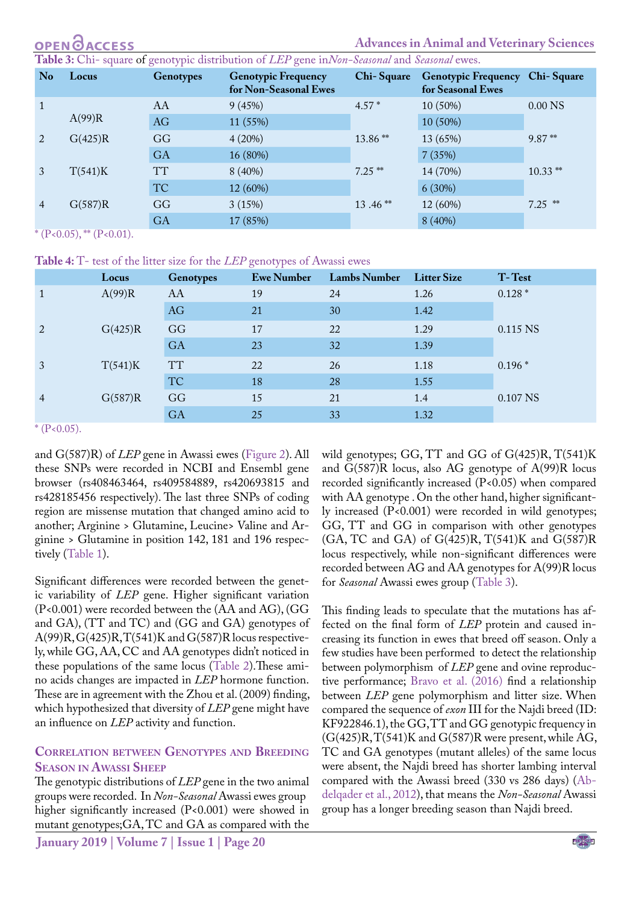**Table 3:** Chi- square of genotypic distribution of *LEP* gene in*Non-Seasonal* and *Seasonal* ewes.

| No | Locus | Genotypes | Genotypic Frequency for Non-Seasonal Ewes | Chi- Square | Genotypic Frequency for Seasonal Ewes | Chi- Square |
|---|---|---|---|---|---|---|
| 1 | A(99)R | AA | 9 (45%) | 4.57 * | 10 (50%) | 0.00 NS |
| | | AG | 11 (55%) | | 10 (50%) | |
| 2 | G(425)R | GG | 4 (20%) | 13.86 ** | 13 (65%) | 9.87 ** |
| | | GA | 16 (80%) | | 7 (35%) | |
| 3 | T(541)K | TT | 8 (40%) | 7.25 ** | 14 (70%) | 10.33 ** |
| | | TC | 12 (60%) | | 6 (30%) | |
| 4 | G(587)R | GG | 3 (15%) | 13 .46 ** | 12 (60%) | 7.25 ** |
| | | GA | 17 (85%) | | 8 (40%) | |

* (P<0.05), ** (P<0.01).

**Table 4:** T- test of the litter size for the *LEP* genotypes of Awassi ewes

| | Locus | Genotypes | Ewe Number | Lambs Number | Litter Size | T- Test |
|---|---|---|---|---|---|---|
| 1 | A(99)R | AA | 19 | 24 | 1.26 | 0.128 * |
| | | AG | 21 | 30 | 1.42 | |
| 2 | G(425)R | GG | 17 | 22 | 1.29 | 0.115 NS |
| | | GA | 23 | 32 | 1.39 | |
| 3 | T(541)K | TT | 22 | 26 | 1.18 | 0.196 * |
| | | TC | 18 | 28 | 1.55 | |
| 4 | G(587)R | GG | 15 | 21 | 1.4 | 0.107 NS |
| | | GA | 25 | 33 | 1.32 | |

* (P<0.05).

and G(587)R) of *LEP* gene in Awassi ewes (Figure 2). All these SNPs were recorded in NCBI and Ensembl gene browser (rs408463464, rs409584889, rs420693815 and rs428185456 respectively). The last three SNPs of coding region are missense mutation that changed amino acid to another; Arginine > Glutamine, Leucine> Valine and Arginine > Glutamine in position 142, 181 and 196 respectively (Table 1).

Significant differences were recorded between the genetic variability of *LEP* gene. Higher significant variation (P<0.001) were recorded between the (AA and AG), (GG and GA), (TT and TC) and (GG and GA) genotypes of A(99)R, G(425)R, T(541)K and G(587)R locus respectively, while GG, AA, CC and AA genotypes didn't noticed in these populations of the same locus (Table 2).These amino acids changes are impacted in *LEP* hormone function. These are in agreement with the Zhou et al. (2009) finding, which hypothesized that diversity of *LEP* gene might have an influence on *LEP* activity and function.

## Correlation between Genotypes and Breeding Season in Awassi Sheep

The genotypic distributions of *LEP* gene in the two animal groups were recorded. In *Non-Seasonal* Awassi ewes group higher significantly increased (P<0.001) were showed in mutant genotypes;GA, TC and GA as compared with the wild genotypes; GG, TT and GG of G(425)R, T(541)K and G(587)R locus, also AG genotype of A(99)R locus recorded significantly increased (P<0.05) when compared with AA genotype . On the other hand, higher significantly increased (P<0.001) were recorded in wild genotypes; GG, TT and GG in comparison with other genotypes (GA, TC and GA) of G(425)R, T(541)K and G(587)R locus respectively, while non-significant differences were recorded between AG and AA genotypes for A(99)R locus for *Seasonal* Awassi ewes group (Table 3).

This finding leads to speculate that the mutations has affected on the final form of *LEP* protein and caused increasing its function in ewes that breed off season. Only a few studies have been performed to detect the relationship between polymorphism of *LEP* gene and ovine reproductive performance; Bravo et al. (2016) find a relationship between *LEP* gene polymorphism and litter size. When compared the sequence of *exon* III for the Najdi breed (ID: KF922846.1), the GG, TT and GG genotypic frequency in (G(425)R, T(541)K and G(587)R were present, while AG, TC and GA genotypes (mutant alleles) of the same locus were absent, the Najdi breed has shorter lambing interval compared with the Awassi breed (330 vs 286 days) (Abdelqader et al., 2012), that means the *Non-Seasonal* Awassi group has a longer breeding season than Najdi breed.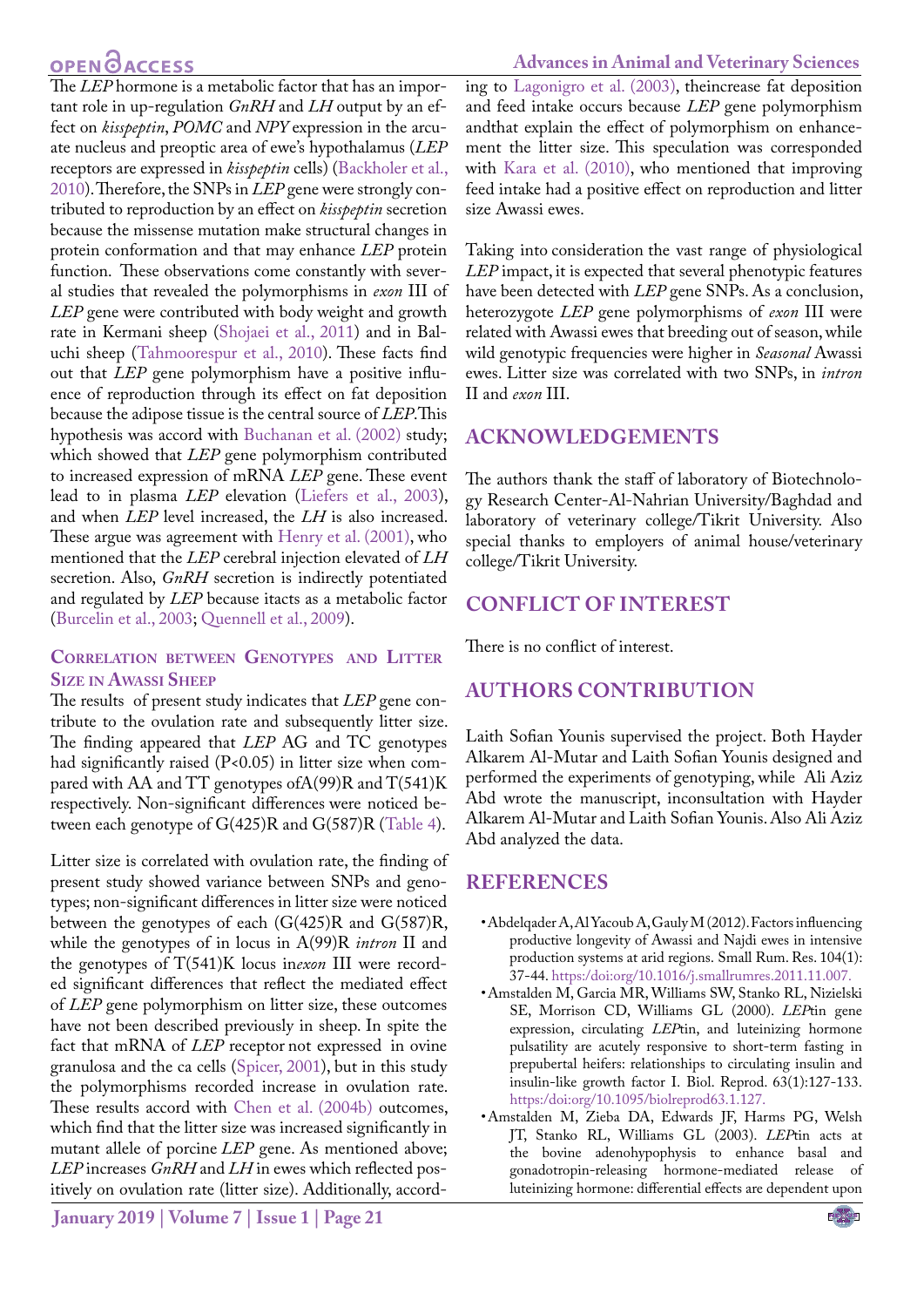The *LEP* hormone is a metabolic factor that has an important role in up-regulation *GnRH* and *LH* output by an effect on *kisspeptin*, *POMC* and *NPY* expression in the arcuate nucleus and preoptic area of ewe's hypothalamus (*LEP* receptors are expressed in *kisspeptin* cells) (Backholer et al., 2010). Therefore, the SNPs in *LEP* gene were strongly contributed to reproduction by an effect on *kisspeptin* secretion because the missense mutation make structural changes in protein conformation and that may enhance *LEP* protein function. These observations come constantly with several studies that revealed the polymorphisms in *exon* III of *LEP* gene were contributed with body weight and growth rate in Kermani sheep (Shojaei et al., 2011) and in Baluchi sheep (Tahmoorespur et al., 2010). These facts find out that *LEP* gene polymorphism have a positive influence of reproduction through its effect on fat deposition because the adipose tissue is the central source of *LEP*. This hypothesis was accord with Buchanan et al. (2002) study; which showed that *LEP* gene polymorphism contributed to increased expression of mRNA *LEP* gene. These event lead to in plasma *LEP* elevation (Liefers et al., 2003), and when *LEP* level increased, the *LH* is also increased. These argue was agreement with Henry et al. (2001), who mentioned that the *LEP* cerebral injection elevated of *LH* secretion. Also, *GnRH* secretion is indirectly potentiated and regulated by *LEP* because itacts as a metabolic factor (Burcelin et al., 2003; Quennell et al., 2009).

### Correlation between Genotypes and Litter Size in Awassi Sheep

The results of present study indicates that *LEP* gene contribute to the ovulation rate and subsequently litter size. The finding appeared that *LEP* AG and TC genotypes had significantly raised (P<0.05) in litter size when compared with AA and TT genotypes ofA(99)R and T(541)K respectively. Non-significant differences were noticed between each genotype of G(425)R and G(587)R (Table 4).

Litter size is correlated with ovulation rate, the finding of present study showed variance between SNPs and genotypes; non-significant differences in litter size were noticed between the genotypes of each (G(425)R and G(587)R, while the genotypes of in locus in A(99)R *intron* II and the genotypes of T(541)K locus in*exon* III were recorded significant differences that reflect the mediated effect of *LEP* gene polymorphism on litter size, these outcomes have not been described previously in sheep. In spite the fact that mRNA of *LEP* receptor not expressed in ovine granulosa and the ca cells (Spicer, 2001), but in this study the polymorphisms recorded increase in ovulation rate. These results accord with Chen et al. (2004b) outcomes, which find that the litter size was increased significantly in mutant allele of porcine *LEP* gene. As mentioned above; *LEP* increases *GnRH* and *LH* in ewes which reflected positively on ovulation rate (litter size). Additionally, according to Lagonigro et al. (2003), theincrease fat deposition and feed intake occurs because *LEP* gene polymorphism andthat explain the effect of polymorphism on enhancement the litter size. This speculation was corresponded with Kara et al. (2010), who mentioned that improving feed intake had a positive effect on reproduction and litter size Awassi ewes.

Taking into consideration the vast range of physiological *LEP* impact, it is expected that several phenotypic features have been detected with *LEP* gene SNPs. As a conclusion, heterozygote *LEP* gene polymorphisms of *exon* III were related with Awassi ewes that breeding out of season, while wild genotypic frequencies were higher in *Seasonal* Awassi ewes. Litter size was correlated with two SNPs, in *intron* II and *exon* III.

## Acknowledgements

The authors thank the staff of laboratory of Biotechnology Research Center-Al-Nahrian University/Baghdad and laboratory of veterinary college/Tikrit University. Also special thanks to employers of animal house/veterinary college/Tikrit University.

## Conflict of Interest

There is no conflict of interest.

## Authors Contribution

Laith Sofian Younis supervised the project. Both Hayder Alkarem Al-Mutar and Laith Sofian Younis designed and performed the experiments of genotyping, while Ali Aziz Abd wrote the manuscript, inconsultation with Hayder Alkarem Al-Mutar and Laith Sofian Younis. Also Ali Aziz Abd analyzed the data.

## References

- Abdelqader A, Al Yacoub A, Gauly M (2012). Factors influencing productive longevity of Awassi and Najdi ewes in intensive production systems at arid regions. Small Rum. Res. 104(1): 37-44. https:/doi:org/10.1016/j.smallrumres.2011.11.007.
- Amstalden M, Garcia MR, Williams SW, Stanko RL, Nizielski SE, Morrison CD, Williams GL (2000). *LEP*tin gene expression, circulating *LEP*tin, and luteinizing hormone pulsatility are acutely responsive to short-term fasting in prepubertal heifers: relationships to circulating insulin and insulin-like growth factor I. Biol. Reprod. 63(1):127-133. https:/doi:org/10.1095/biolreprod63.1.127.
- Amstalden M, Zieba DA, Edwards JF, Harms PG, Welsh JT, Stanko RL, Williams GL (2003). *LEP*tin acts at the bovine adenohypophysis to enhance basal and gonadotropin-releasing hormone-mediated release of luteinizing hormone: differential effects are dependent upon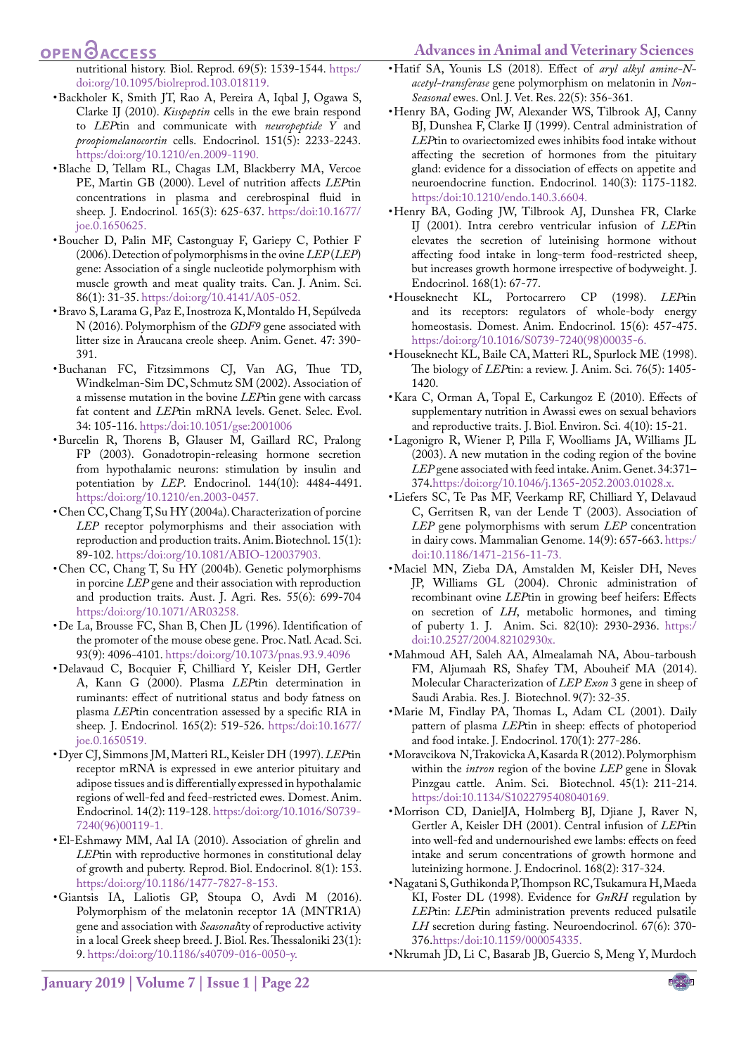nutritional history. Biol. Reprod. 69(5): 1539-1544. https:/doi:org/10.1095/biolreprod.103.018119.

- Backholer K, Smith JT, Rao A, Pereira A, Iqbal J, Ogawa S, Clarke IJ (2010). *Kisspeptin* cells in the ewe brain respond to *LEP*tin and communicate with *neuropeptide Y* and *proopiomelanocortin* cells. Endocrinol. 151(5): 2233-2243. https:/doi:org/10.1210/en.2009-1190.
- Blache D, Tellam RL, Chagas LM, Blackberry MA, Vercoe PE, Martin GB (2000). Level of nutrition affects *LEP*tin concentrations in plasma and cerebrospinal fluid in sheep. J. Endocrinol. 165(3): 625-637. https:/doi:10.1677/joe.0.1650625.
- Boucher D, Palin MF, Castonguay F, Gariepy C, Pothier F (2006). Detection of polymorphisms in the ovine *LEP* (*LEP*) gene: Association of a single nucleotide polymorphism with muscle growth and meat quality traits. Can. J. Anim. Sci. 86(1): 31-35. https:/doi:org/10.4141/A05-052.
- Bravo S, Larama G, Paz E, Inostroza K, Montaldo H, Sepúlveda N (2016). Polymorphism of the *GDF9* gene associated with litter size in Araucana creole sheep. Anim. Genet. 47: 390-391.
- Buchanan FC, Fitzsimmons CJ, Van AG, Thue TD, Windkelman-Sim DC, Schmutz SM (2002). Association of a missense mutation in the bovine *LEP*tin gene with carcass fat content and *LEP*tin mRNA levels. Genet. Selec. Evol. 34: 105-116. https:/doi:10.1051/gse:2001006
- Burcelin R, Thorens B, Glauser M, Gaillard RC, Pralong FP (2003). Gonadotropin-releasing hormone secretion from hypothalamic neurons: stimulation by insulin and potentiation by *LEP*. Endocrinol. 144(10): 4484-4491. https:/doi:org/10.1210/en.2003-0457.
- Chen CC, Chang T, Su HY (2004a). Characterization of porcine *LEP* receptor polymorphisms and their association with reproduction and production traits. Anim. Biotechnol. 15(1): 89-102. https:/doi:org/10.1081/ABIO-120037903.
- Chen CC, Chang T, Su HY (2004b). Genetic polymorphisms in porcine *LEP* gene and their association with reproduction and production traits. Aust. J. Agri. Res. 55(6): 699-704 https:/doi:10.1071/AR03258.
- De La, Brousse FC, Shan B, Chen JL (1996). Identification of the promoter of the mouse obese gene. Proc. Natl. Acad. Sci. 93(9): 4096-4101. https:/doi:org/10.1073/pnas.93.9.4096
- Delavaud C, Bocquier F, Chilliard Y, Keisler DH, Gertler A, Kann G (2000). Plasma *LEP*tin determination in ruminants: effect of nutritional status and body fatness on plasma *LEP*tin concentration assessed by a specific RIA in sheep. J. Endocrinol. 165(2): 519-526. https:/doi:10.1677/joe.0.1650519.
- Dyer CJ, Simmons JM, Matteri RL, Keisler DH (1997). *LEP*tin receptor mRNA is expressed in ewe anterior pituitary and adipose tissues and is differentially expressed in hypothalamic regions of well-fed and feed-restricted ewes. Domest. Anim. Endocrinol. 14(2): 119-128. https:/doi:org/10.1016/S0739-7240(96)00119-1.
- El-Eshmawy MM, Aal IA (2010). Association of ghrelin and *LEP*tin with reproductive hormones in constitutional delay of growth and puberty. Reprod. Biol. Endocrinol. 8(1): 153. https:/doi:org/10.1186/1477-7827-8-153.
- Giantsis IA, Laliotis GP, Stoupa O, Avdi M (2016). Polymorphism of the melatonin receptor 1A (MNTR1A) gene and association with *Seasonal*ity of reproductive activity in a local Greek sheep breed. J. Biol. Res. Thessaloniki 23(1): 9. https:/doi:org/10.1186/s40709-016-0050-y.
- Hatif SA, Younis LS (2018). Effect of *aryl alkyl amine-N-acetyl-transferase* gene polymorphism on melatonin in *Non-Seasonal* ewes. Onl. J. Vet. Res. 22(5): 356-361.
- Henry BA, Goding JW, Alexander WS, Tilbrook AJ, Canny BJ, Dunshea F, Clarke IJ (1999). Central administration of *LEP*tin to ovariectomized ewes inhibits food intake without affecting the secretion of hormones from the pituitary gland: evidence for a dissociation of effects on appetite and neuroendocrine function. Endocrinol. 140(3): 1175-1182. https:/doi:10.1210/endo.140.3.6604.
- Henry BA, Goding JW, Tilbrook AJ, Dunshea FR, Clarke IJ (2001). Intra cerebro ventricular infusion of *LEP*tin elevates the secretion of luteinising hormone without affecting food intake in long-term food-restricted sheep, but increases growth hormone irrespective of bodyweight. J. Endocrinol. 168(1): 67-77.
- Houseknecht KL, Portocarrero CP (1998). *LEP*tin and its receptors: regulators of whole-body energy homeostasis. Domest. Anim. Endocrinol. 15(6): 457-475. https:/doi:org/10.1016/S0739-7240(98)00035-6.
- Houseknecht KL, Baile CA, Matteri RL, Spurlock ME (1998). The biology of *LEP*tin: a review. J. Anim. Sci. 76(5): 1405-1420.
- Kara C, Orman A, Topal E, Carkungoz E (2010). Effects of supplementary nutrition in Awassi ewes on sexual behaviors and reproductive traits. J. Biol. Environ. Sci. 4(10): 15-21.
- Lagonigro R, Wiener P, Pilla F, Woolliams JA, Williams JL (2003). A new mutation in the coding region of the bovine *LEP* gene associated with feed intake. Anim. Genet. 34:371–374.https:/doi:org/10.1046/j.1365-2052.2003.01028.x.
- Liefers SC, Te Pas MF, Veerkamp RF, Chilliard Y, Delavaud C, Gerritsen R, van der Lende T (2003). Association of *LEP* gene polymorphisms with serum *LEP* concentration in dairy cows. Mammalian Genome. 14(9): 657-663. https:/doi:10.1186/1471-2156-11-73.
- Maciel MN, Zieba DA, Amstalden M, Keisler DH, Neves JP, Williams GL (2004). Chronic administration of recombinant ovine *LEP*tin in growing beef heifers: Effects on secretion of *LH*, metabolic hormones, and timing of puberty 1. J. Anim. Sci. 82(10): 2930-2936. https:/doi:10.2527/2004.82102930x.
- Mahmoud AH, Saleh AA, Almealamah NA, Abou-tarboush FM, Aljumaah RS, Shafey TM, Abouheif MA (2014). Molecular Characterization of *LEP Exon* 3 gene in sheep of Saudi Arabia. Res. J. Biotechnol. 9(7): 32-35.
- Marie M, Findlay PA, Thomas L, Adam CL (2001). Daily pattern of plasma *LEP*tin in sheep: effects of photoperiod and food intake. J. Endocrinol. 170(1): 277-286.
- Moravcikova N, Trakovicka A, Kasarda R (2012). Polymorphism within the *intron* region of the bovine *LEP* gene in Slovak Pinzgau cattle. Anim. Sci. Biotechnol. 45(1): 211-214. https:/doi:10.1134/S1022795408040169.
- Morrison CD, DanielJA, Holmberg BJ, Djiane J, Raver N, Gertler A, Keisler DH (2001). Central infusion of *LEP*tin into well-fed and undernourished ewe lambs: effects on feed intake and serum concentrations of growth hormone and luteinizing hormone. J. Endocrinol. 168(2): 317-324.
- Nagatani S, Guthikonda P, Thompson RC, Tsukamura H, Maeda KI, Foster DL (1998). Evidence for *GnRH* regulation by *LEP*tin: *LEP*tin administration prevents reduced pulsatile *LH* secretion during fasting. Neuroendocrinol. 67(6): 370-376.https:/doi:10.1159/000054335.
- Nkrumah JD, Li C, Basarab JB, Guercio S, Meng Y, Murdoch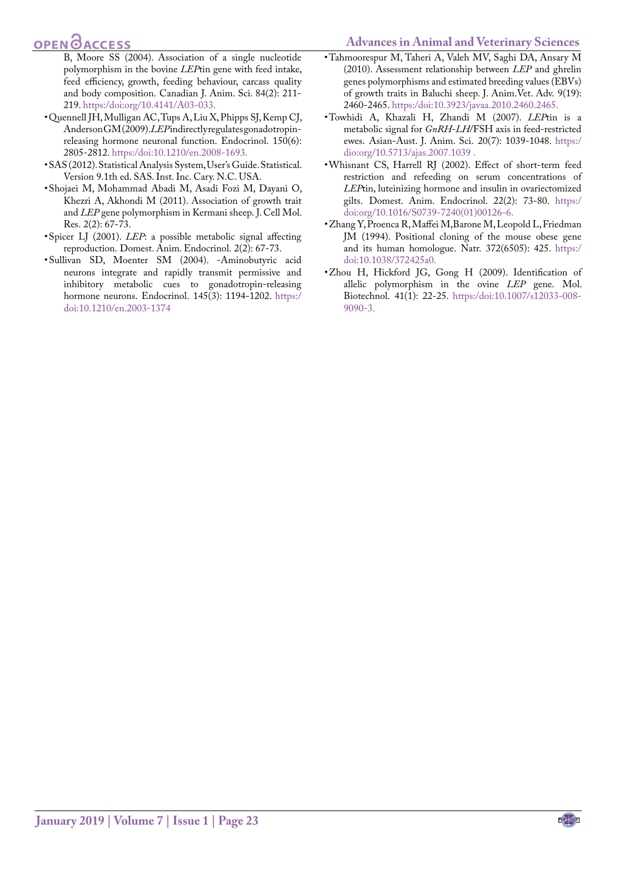B, Moore SS (2004). Association of a single nucleotide polymorphism in the bovine *LEP*tin gene with feed intake, feed efficiency, growth, feeding behaviour, carcass quality and body composition. Canadian J. Anim. Sci. 84(2): 211-219. https:/doi:org/10.4141/A03-033.

- Quennell JH, Mulligan AC, Tups A, Liu X, Phipps SJ, Kemp CJ, Anderson GM (2009). *LEP* indirectly regulates gonadotropin-releasing hormone neuronal function. Endocrinol. 150(6): 2805-2812. https:/doi:10.1210/en.2008-1693.
- SAS (2012). Statistical Analysis System, User's Guide. Statistical. Version 9.1th ed. SAS. Inst. Inc. Cary. N.C. USA.
- Shojaei M, Mohammad Abadi M, Asadi Fozi M, Dayani O, Khezri A, Akhondi M (2011). Association of growth trait and *LEP* gene polymorphism in Kermani sheep. J. Cell Mol. Res. 2(2): 67-73.
- Spicer LJ (2001). *LEP*: a possible metabolic signal affecting reproduction. Domest. Anim. Endocrinol. 2(2): 67-73.
- Sullivan SD, Moenter SM (2004). -Aminobutyric acid neurons integrate and rapidly transmit permissive and inhibitory metabolic cues to gonadotropin-releasing hormone neurons. Endocrinol. 145(3): 1194-1202. https:/doi:10.1210/en.2003-1374
- Tahmoorespur M, Taheri A, Valeh MV, Saghi DA, Ansary M (2010). Assessment relationship between *LEP* and ghrelin genes polymorphisms and estimated breeding values (EBVs) of growth traits in Baluchi sheep. J. Anim.Vet. Adv. 9(19): 2460-2465. https:/doi:10.3923/javaa.2010.2460.2465.
- Towhidi A, Khazali H, Zhandi M (2007). *LEP*tin is a metabolic signal for *GnRH-LH*/FSH axis in feed-restricted ewes. Asian-Aust. J. Anim. Sci. 20(7): 1039-1048. https:/dio:org/10.5713/ajas.2007.1039 .
- Whisnant CS, Harrell RJ (2002). Effect of short-term feed restriction and refeeding on serum concentrations of *LEP*tin, luteinizing hormone and insulin in ovariectomized gilts. Domest. Anim. Endocrinol. 22(2): 73-80. https:/doi:org/10.1016/S0739-7240(01)00126-6.
- Zhang Y, Proenca R, Maffei M, Barone M, Leopold L, Friedman JM (1994). Positional cloning of the mouse obese gene and its human homologue. Natr. 372(6505): 425. https:/doi:10.1038/372425a0.
- Zhou H, Hickford JG, Gong H (2009). Identification of allelic polymorphism in the ovine *LEP* gene. Mol. Biotechnol. 41(1): 22-25. https:/doi:10.1007/s12033-008-9090-3.